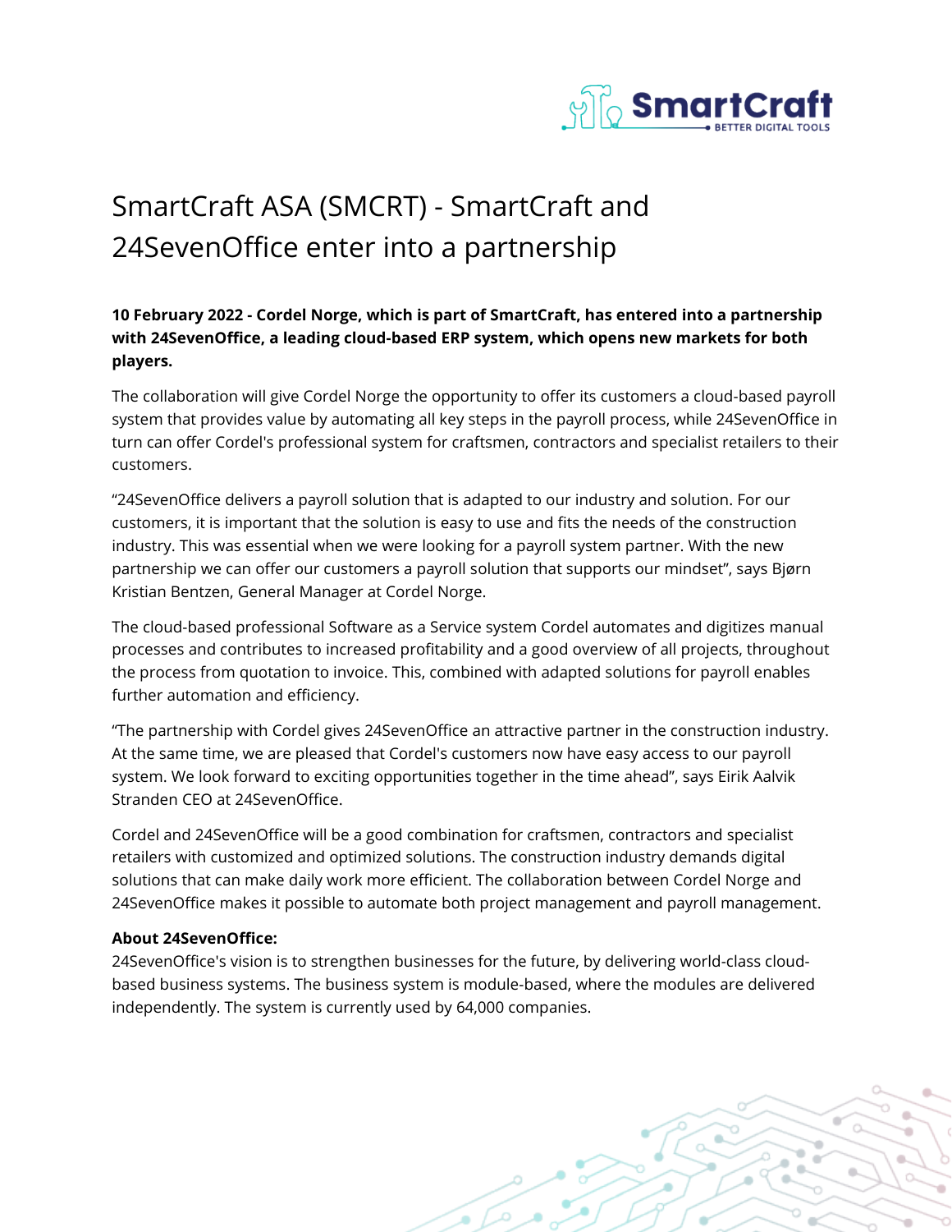# SmartCraft ASA (SMCRT) - SmartCraft and 24SevenOffice enter into a partnership

**10 February 2022 - Cordel Norge, which is part of SmartCraft, has entered into a partnership with 24SevenOffice, a leading cloud-based ERP system, which opens new markets for both players.**

The collaboration will give Cordel Norge the opportunity to offer its customers a cloud-based payroll system that provides value by automating all key steps in the payroll process, while 24SevenOffice in turn can offer Cordel's professional system for craftsmen, contractors and specialist retailers to their customers.

“24SevenOffice delivers a payroll solution that is adapted to our industry and solution. For our customers, it is important that the solution is easy to use and fits the needs of the construction industry. This was essential when we were looking for a payroll system partner. With the new partnership we can offer our customers a payroll solution that supports our mindset”, says Bjørn Kristian Bentzen, General Manager at Cordel Norge.

The cloud-based professional Software as a Service system Cordel automates and digitizes manual processes and contributes to increased profitability and a good overview of all projects, throughout the process from quotation to invoice. This, combined with adapted solutions for payroll enables further automation and efficiency.

“The partnership with Cordel gives 24SevenOffice an attractive partner in the construction industry. At the same time, we are pleased that Cordel's customers now have easy access to our payroll system. We look forward to exciting opportunities together in the time ahead”, says Eirik Aalvik Stranden CEO at 24SevenOffice.

Cordel and 24SevenOffice will be a good combination for craftsmen, contractors and specialist retailers with customized and optimized solutions. The construction industry demands digital solutions that can make daily work more efficient. The collaboration between Cordel Norge and 24SevenOffice makes it possible to automate both project management and payroll management.

**About 24SevenOffice:**
24SevenOffice's vision is to strengthen businesses for the future, by delivering world-class cloud-based business systems. The business system is module-based, where the modules are delivered independently. The system is currently used by 64,000 companies.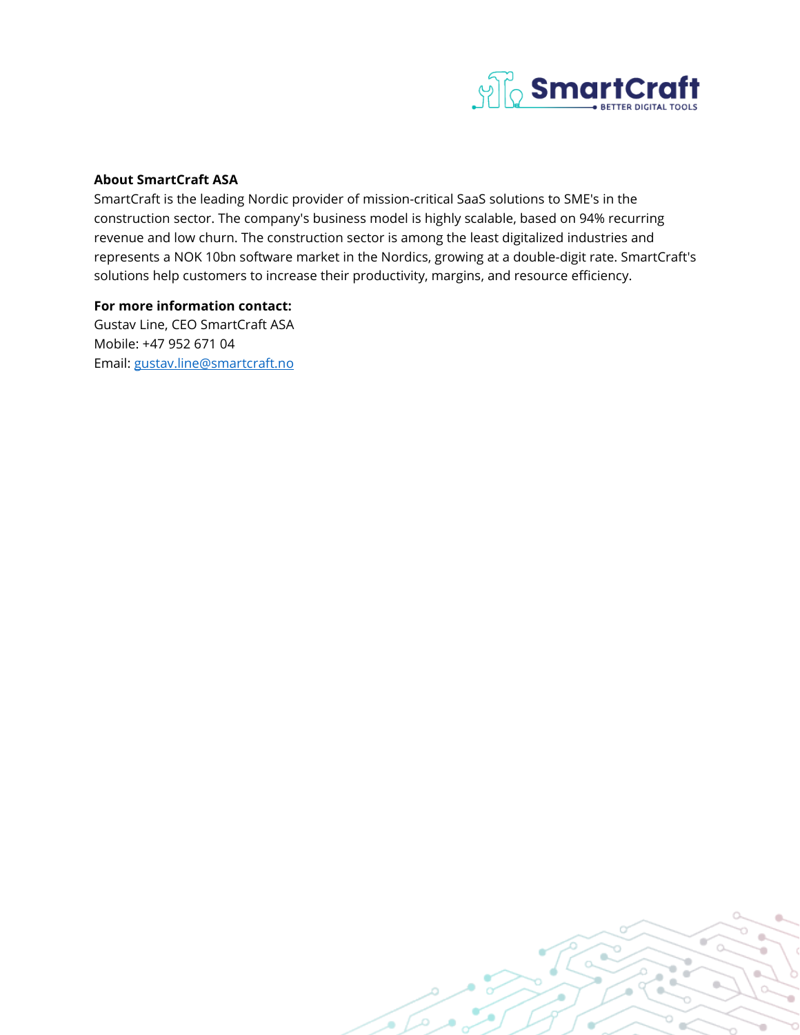**About SmartCraft ASA**

SmartCraft is the leading Nordic provider of mission-critical SaaS solutions to SME's in the construction sector. The company's business model is highly scalable, based on 94% recurring revenue and low churn. The construction sector is among the least digitalized industries and represents a NOK 10bn software market in the Nordics, growing at a double-digit rate. SmartCraft's solutions help customers to increase their productivity, margins, and resource efficiency.

**For more information contact:**

Gustav Line, CEO SmartCraft ASA
Mobile: +47 952 671 04
Email: gustav.line@smartcraft.no